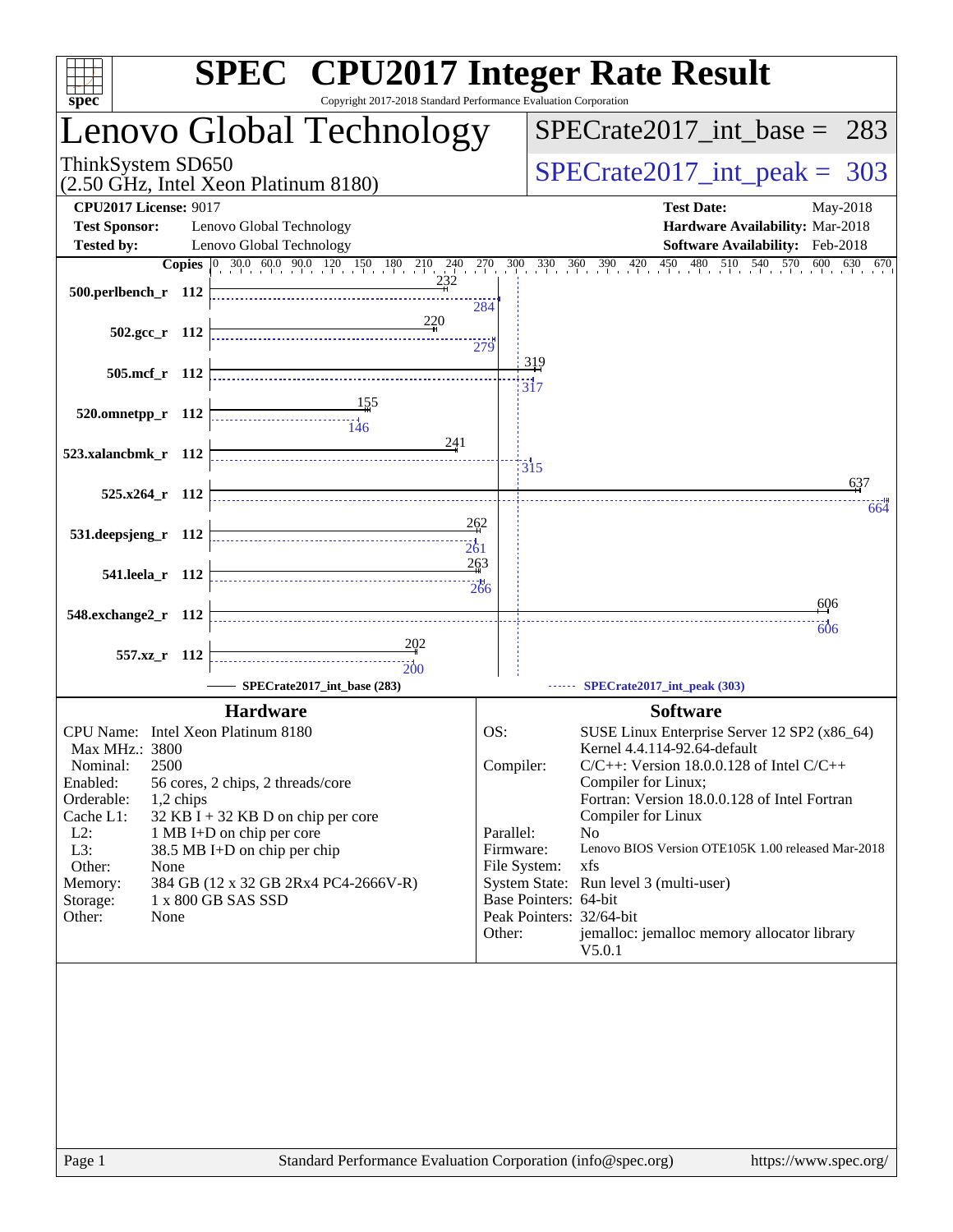# SPEC CPU2017 Integer Rate Result

Copyright 2017-2018 Standard Performance Evaluation Corporation

## Lenovo Global Technology

ThinkSystem SD650
(2.50 GHz, Intel Xeon Platinum 8180)

SPECrate2017_int_base = 283

SPECrate2017_int_peak = 303

**CPU2017 License:** 9017
**Test Sponsor:** Lenovo Global Technology
**Tested by:** Lenovo Global Technology

**Test Date:** May-2018
**Hardware Availability:** Mar-2018
**Software Availability:** Feb-2018

Copies 0 30.0 60.0 90.0 120 150 180 210 240 270 300 330 360 390 420 450 480 510 540 570 600 630 670

500.perlbench_r 112 232 284
502.gcc_r 112 220 279
505.mcf_r 112 319 317
520.omnetpp_r 112 155 146
523.xalancbmk_r 112 241 315
525.x264_r 112 637 664
531.deepsjeng_r 112 262 261
541.leela_r 112 263 266
548.exchange2_r 112 606 606
557.xz_r 112 202 200

SPECrate2017_int_base (283)
SPECrate2017_int_peak (303)

### Hardware

CPU Name: Intel Xeon Platinum 8180
Max MHz.: 3800
Nominal: 2500
Enabled: 56 cores, 2 chips, 2 threads/core
Orderable: 1,2 chips
Cache L1: 32 KB I + 32 KB D on chip per core
L2: 1 MB I+D on chip per core
L3: 38.5 MB I+D on chip per chip
Other: None
Memory: 384 GB (12 x 32 GB 2Rx4 PC4-2666V-R)
Storage: 1 x 800 GB SAS SSD
Other: None

### Software

OS: SUSE Linux Enterprise Server 12 SP2 (x86_64)
Kernel 4.4.114-92.64-default
Compiler: C/C++: Version 18.0.0.128 of Intel C/C++ Compiler for Linux;
Fortran: Version 18.0.0.128 of Intel Fortran Compiler for Linux
Parallel: No
Firmware: Lenovo BIOS Version OTE105K 1.00 released Mar-2018
File System: xfs
System State: Run level 3 (multi-user)
Base Pointers: 64-bit
Peak Pointers: 32/64-bit
Other: jemalloc: jemalloc memory allocator library V5.0.1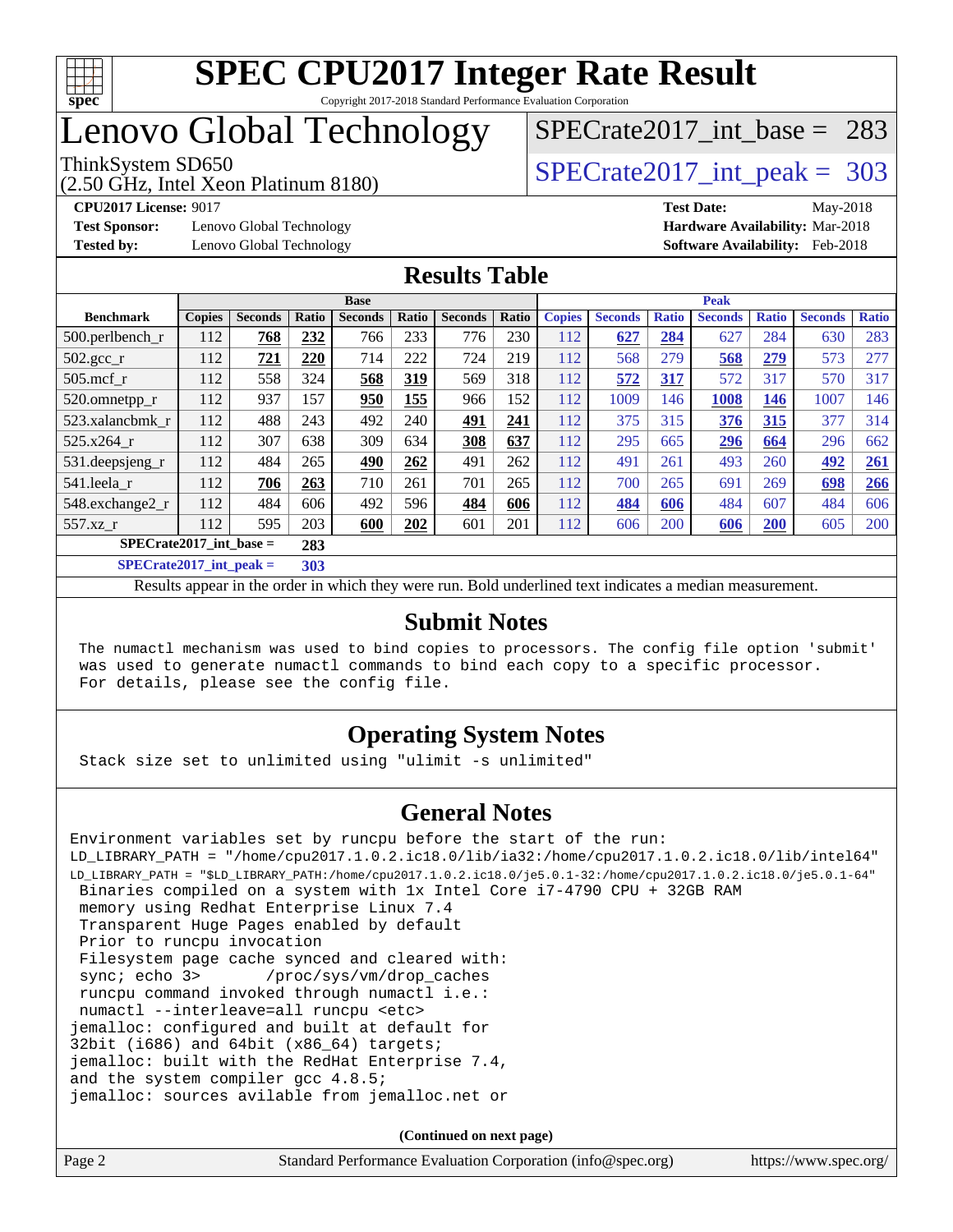# SPEC CPU2017 Integer Rate Result

Copyright 2017-2018 Standard Performance Evaluation Corporation

# Lenovo Global Technology

ThinkSystem SD650
(2.50 GHz, Intel Xeon Platinum 8180)

SPECrate2017_int_base = 283

SPECrate2017_int_peak = 303

**CPU2017 License:** 9017
**Test Sponsor:** Lenovo Global Technology
**Tested by:** Lenovo Global Technology

**Test Date:** May-2018
**Hardware Availability:** Mar-2018
**Software Availability:** Feb-2018

## Results Table

| | Base | | | | | | | Peak | | | | | | |
|---|---|---|---|---|---|---|---|---|---|---|---|---|---|---|
| **Benchmark** | **Copies** | **Seconds** | **Ratio** | **Seconds** | **Ratio** | **Seconds** | **Ratio** | **Copies** | **Seconds** | **Ratio** | **Seconds** | **Ratio** | **Seconds** | **Ratio** |
| 500.perlbench_r | 112 | **768** | **232** | 766 | 233 | 776 | 230 | 112 | **627** | **284** | 627 | 284 | 630 | 283 |
| 502.gcc_r | 112 | **721** | **220** | 714 | 222 | 724 | 219 | 112 | 568 | 279 | **568** | **279** | 573 | 277 |
| 505.mcf_r | 112 | 558 | 324 | **568** | **319** | 569 | 318 | 112 | **572** | **317** | 572 | 317 | 570 | 317 |
| 520.omnetpp_r | 112 | 937 | 157 | **950** | **155** | 966 | 152 | 112 | 1009 | 146 | **1008** | **146** | 1007 | 146 |
| 523.xalancbmk_r | 112 | 488 | 243 | 492 | 240 | **491** | **241** | 112 | 375 | 315 | **376** | **315** | 377 | 314 |
| 525.x264_r | 112 | 307 | 638 | 309 | 634 | **308** | **637** | 112 | 295 | 665 | **296** | **664** | 296 | 662 |
| 531.deepsjeng_r | 112 | 484 | 265 | **490** | **262** | 491 | 262 | 112 | 491 | 261 | 493 | 260 | **492** | **261** |
| 541.leela_r | 112 | **706** | **263** | 710 | 261 | 701 | 265 | 112 | 700 | 265 | 691 | 269 | **698** | **266** |
| 548.exchange2_r | 112 | 484 | 606 | 492 | 596 | **484** | **606** | 112 | **484** | **606** | 484 | 607 | 484 | 606 |
| 557.xz_r | 112 | 595 | 203 | **600** | **202** | 601 | 201 | 112 | 606 | 200 | **606** | **200** | 605 | 200 |

**SPECrate2017_int_base = 283**

**SPECrate2017_int_peak = 303**

Results appear in the order in which they were run. Bold underlined text indicates a median measurement.

## Submit Notes

The numactl mechanism was used to bind copies to processors. The config file option 'submit' was used to generate numactl commands to bind each copy to a specific processor. For details, please see the config file.

## Operating System Notes

Stack size set to unlimited using "ulimit -s unlimited"

## General Notes

```
Environment variables set by runcpu before the start of the run:
LD_LIBRARY_PATH = "/home/cpu2017.1.0.2.ic18.0/lib/ia32:/home/cpu2017.1.0.2.ic18.0/lib/intel64"
LD_LIBRARY_PATH = "$LD_LIBRARY_PATH:/home/cpu2017.1.0.2.ic18.0/je5.0.1-32:/home/cpu2017.1.0.2.ic18.0/je5.0.1-64"
 Binaries compiled on a system with 1x Intel Core i7-4790 CPU + 32GB RAM
 memory using Redhat Enterprise Linux 7.4
 Transparent Huge Pages enabled by default
 Prior to runcpu invocation
 Filesystem page cache synced and cleared with:
 sync; echo 3>       /proc/sys/vm/drop_caches
 runcpu command invoked through numactl i.e.:
 numactl --interleave=all runcpu <etc>
jemalloc: configured and built at default for
32bit (i686) and 64bit (x86_64) targets;
jemalloc: built with the RedHat Enterprise 7.4,
and the system compiler gcc 4.8.5;
jemalloc: sources avilable from jemalloc.net or
```

(Continued on next page)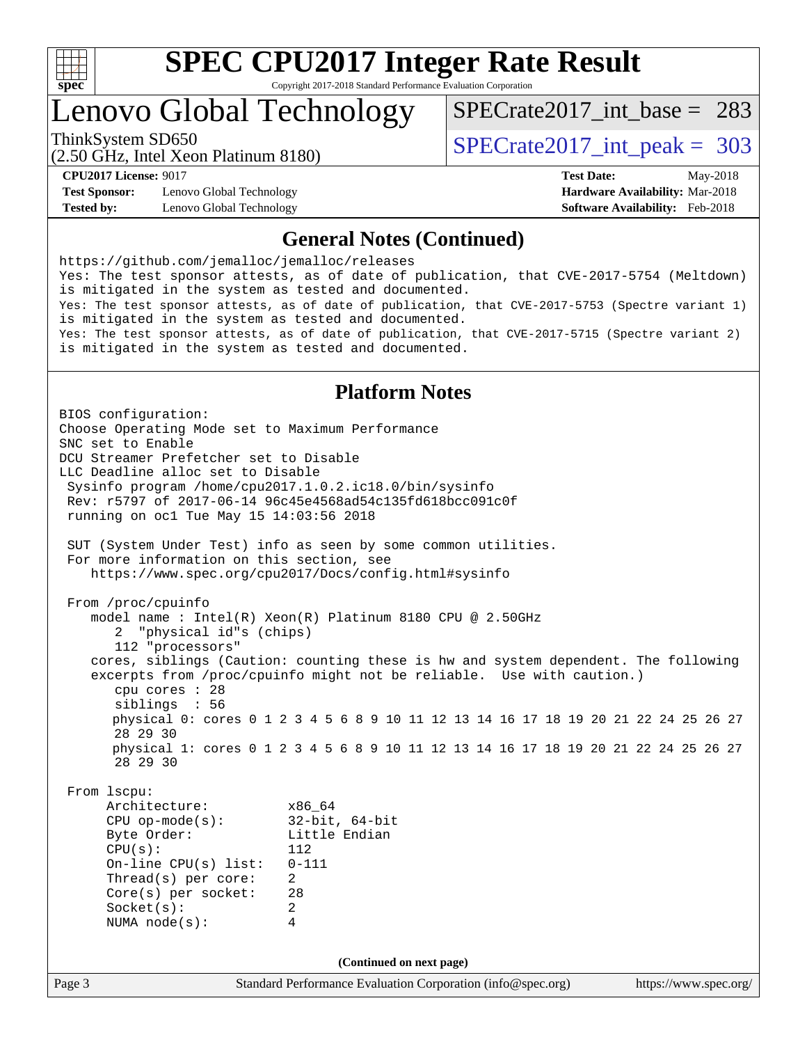## General Notes (Continued)

```
https://github.com/jemalloc/jemalloc/releases
Yes: The test sponsor attests, as of date of publication, that CVE-2017-5754 (Meltdown)
is mitigated in the system as tested and documented.
Yes: The test sponsor attests, as of date of publication, that CVE-2017-5753 (Spectre variant 1)
is mitigated in the system as tested and documented.
Yes: The test sponsor attests, as of date of publication, that CVE-2017-5715 (Spectre variant 2)
is mitigated in the system as tested and documented.
```

## Platform Notes

```
BIOS configuration:
Choose Operating Mode set to Maximum Performance
SNC set to Enable
DCU Streamer Prefetcher set to Disable
LLC Deadline alloc set to Disable
 Sysinfo program /home/cpu2017.1.0.2.ic18.0/bin/sysinfo
 Rev: r5797 of 2017-06-14 96c45e4568ad54c135fd618bcc091c0f
 running on oc1 Tue May 15 14:03:56 2018

 SUT (System Under Test) info as seen by some common utilities.
 For more information on this section, see
    https://www.spec.org/cpu2017/Docs/config.html#sysinfo

 From /proc/cpuinfo
    model name : Intel(R) Xeon(R) Platinum 8180 CPU @ 2.50GHz
       2  "physical id"s (chips)
       112 "processors"
    cores, siblings (Caution: counting these is hw and system dependent. The following
    excerpts from /proc/cpuinfo might not be reliable.  Use with caution.)
       cpu cores : 28
       siblings  : 56
       physical 0: cores 0 1 2 3 4 5 6 8 9 10 11 12 13 14 16 17 18 19 20 21 22 24 25 26 27
       28 29 30
       physical 1: cores 0 1 2 3 4 5 6 8 9 10 11 12 13 14 16 17 18 19 20 21 22 24 25 26 27
       28 29 30

 From lscpu:
      Architecture:          x86_64
      CPU op-mode(s):        32-bit, 64-bit
      Byte Order:            Little Endian
      CPU(s):                112
      On-line CPU(s) list:   0-111
      Thread(s) per core:    2
      Core(s) per socket:    28
      Socket(s):             2
      NUMA node(s):          4
```

(Continued on next page)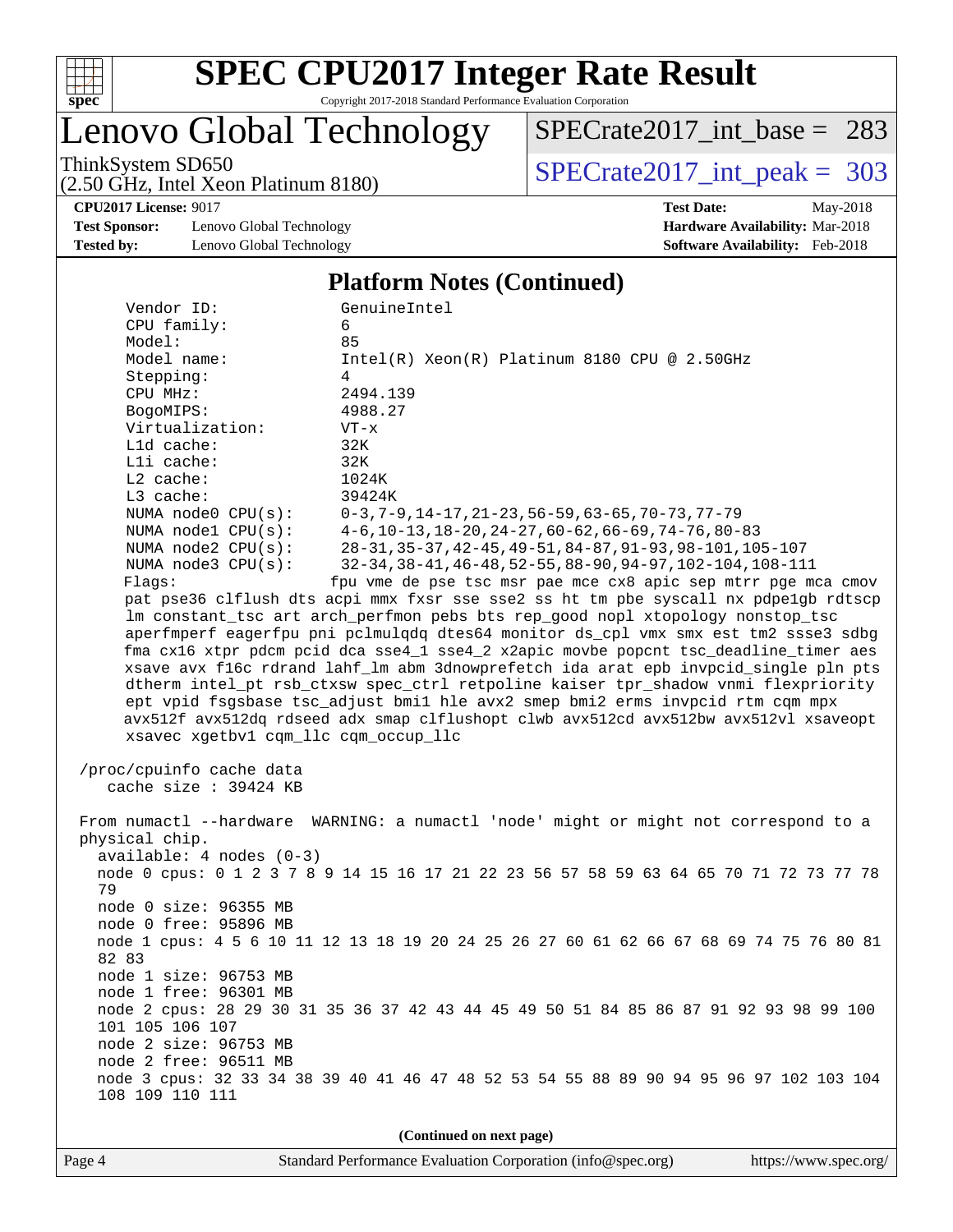# SPEC CPU2017 Integer Rate Result

Copyright 2017-2018 Standard Performance Evaluation Corporation

## Lenovo Global Technology

ThinkSystem SD650
(2.50 GHz, Intel Xeon Platinum 8180)

SPECrate2017_int_base = 283

SPECrate2017_int_peak = 303

**CPU2017 License:** 9017
**Test Sponsor:** Lenovo Global Technology
**Tested by:** Lenovo Global Technology

**Test Date:** May-2018
**Hardware Availability:** Mar-2018
**Software Availability:** Feb-2018

### Platform Notes (Continued)

```
     Vendor ID:             GenuineIntel
     CPU family:            6
     Model:                 85
     Model name:            Intel(R) Xeon(R) Platinum 8180 CPU @ 2.50GHz
     Stepping:              4
     CPU MHz:               2494.139
     BogoMIPS:              4988.27
     Virtualization:        VT-x
     L1d cache:             32K
     L1i cache:             32K
     L2 cache:              1024K
     L3 cache:              39424K
     NUMA node0 CPU(s):     0-3,7-9,14-17,21-23,56-59,63-65,70-73,77-79
     NUMA node1 CPU(s):     4-6,10-13,18-20,24-27,60-62,66-69,74-76,80-83
     NUMA node2 CPU(s):     28-31,35-37,42-45,49-51,84-87,91-93,98-101,105-107
     NUMA node3 CPU(s):     32-34,38-41,46-48,52-55,88-90,94-97,102-104,108-111
     Flags:                 fpu vme de pse tsc msr pae mce cx8 apic sep mtrr pge mca cmov
     pat pse36 clflush dts acpi mmx fxsr sse sse2 ss ht tm pbe syscall nx pdpe1gb rdtscp
     lm constant_tsc art arch_perfmon pebs bts rep_good nopl xtopology nonstop_tsc
     aperfmperf eagerfpu pni pclmulqdq dtes64 monitor ds_cpl vmx smx est tm2 ssse3 sdbg
     fma cx16 xtpr pdcm pcid dca sse4_1 sse4_2 x2apic movbe popcnt tsc_deadline_timer aes
     xsave avx f16c rdrand lahf_lm abm 3dnowprefetch ida arat epb invpcid_single pln pts
     dtherm intel_pt rsb_ctxsw spec_ctrl retpoline kaiser tpr_shadow vnmi flexpriority
     ept vpid fsgsbase tsc_adjust bmi1 hle avx2 smep bmi2 erms invpcid rtm cqm mpx
     avx512f avx512dq rdseed adx smap clflushopt clwb avx512cd avx512bw avx512vl xsaveopt
     xsavec xgetbv1 cqm_llc cqm_occup_llc

 /proc/cpuinfo cache data
    cache size : 39424 KB

 From numactl --hardware  WARNING: a numactl 'node' might or might not correspond to a
 physical chip.
   available: 4 nodes (0-3)
   node 0 cpus: 0 1 2 3 7 8 9 14 15 16 17 21 22 23 56 57 58 59 63 64 65 70 71 72 73 77 78
   79
   node 0 size: 96355 MB
   node 0 free: 95896 MB
   node 1 cpus: 4 5 6 10 11 12 13 18 19 20 24 25 26 27 60 61 62 66 67 68 69 74 75 76 80 81
   82 83
   node 1 size: 96753 MB
   node 1 free: 96301 MB
   node 2 cpus: 28 29 30 31 35 36 37 42 43 44 45 49 50 51 84 85 86 87 91 92 93 98 99 100
   101 105 106 107
   node 2 size: 96753 MB
   node 2 free: 96511 MB
   node 3 cpus: 32 33 34 38 39 40 41 46 47 48 52 53 54 55 88 89 90 94 95 96 97 102 103 104
   108 109 110 111
```

**(Continued on next page)**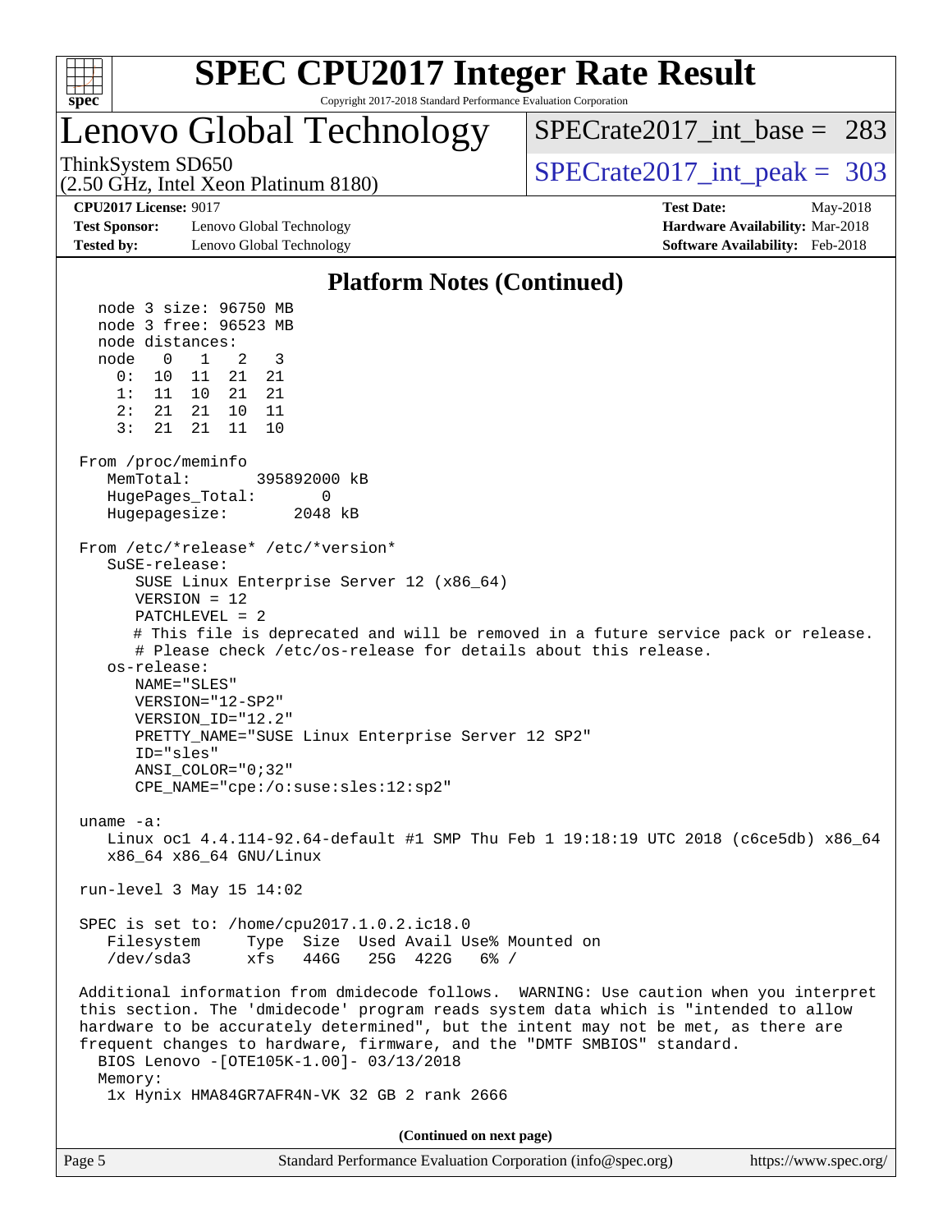# Platform Notes (Continued)

```
   node 3 size: 96750 MB
   node 3 free: 96523 MB
   node distances:
   node   0   1   2   3
     0:  10  11  21  21
     1:  11  10  21  21
     2:  21  21  10  11
     3:  21  21  11  10

 From /proc/meminfo
    MemTotal:       395892000 kB
    HugePages_Total:       0
    Hugepagesize:       2048 kB

 From /etc/*release* /etc/*version*
    SuSE-release:
       SUSE Linux Enterprise Server 12 (x86_64)
       VERSION = 12
       PATCHLEVEL = 2
       # This file is deprecated and will be removed in a future service pack or release.
       # Please check /etc/os-release for details about this release.
    os-release:
       NAME="SLES"
       VERSION="12-SP2"
       VERSION_ID="12.2"
       PRETTY_NAME="SUSE Linux Enterprise Server 12 SP2"
       ID="sles"
       ANSI_COLOR="0;32"
       CPE_NAME="cpe:/o:suse:sles:12:sp2"

 uname -a:
    Linux oc1 4.4.114-92.64-default #1 SMP Thu Feb 1 19:18:19 UTC 2018 (c6ce5db) x86_64
    x86_64 x86_64 GNU/Linux

 run-level 3 May 15 14:02

 SPEC is set to: /home/cpu2017.1.0.2.ic18.0
    Filesystem     Type  Size  Used Avail Use% Mounted on
    /dev/sda3      xfs   446G   25G  422G   6% /

 Additional information from dmidecode follows.  WARNING: Use caution when you interpret
 this section. The 'dmidecode' program reads system data which is "intended to allow
 hardware to be accurately determined", but the intent may not be met, as there are
 frequent changes to hardware, firmware, and the "DMTF SMBIOS" standard.
   BIOS Lenovo -[OTE105K-1.00]- 03/13/2018
   Memory:
    1x Hynix HMA84GR7AFR4N-VK 32 GB 2 rank 2666
```

(Continued on next page)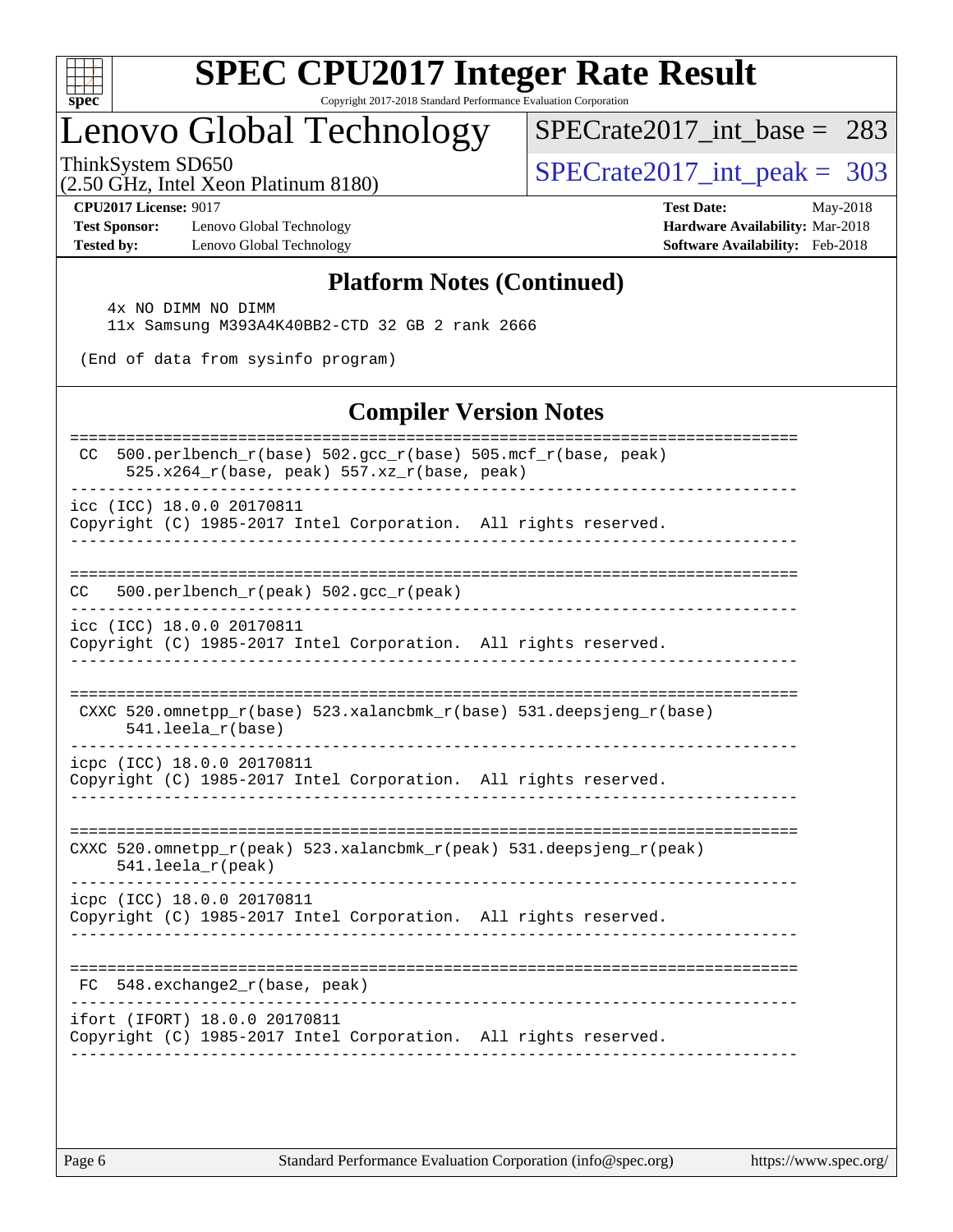## Platform Notes (Continued)

```
    4x NO DIMM NO DIMM
    11x Samsung M393A4K40BB2-CTD 32 GB 2 rank 2666

 (End of data from sysinfo program)
```

## Compiler Version Notes

```
==============================================================================
 CC  500.perlbench_r(base) 502.gcc_r(base) 505.mcf_r(base, peak)
      525.x264_r(base, peak) 557.xz_r(base, peak)
------------------------------------------------------------------------------
icc (ICC) 18.0.0 20170811
Copyright (C) 1985-2017 Intel Corporation.  All rights reserved.
------------------------------------------------------------------------------

==============================================================================
CC   500.perlbench_r(peak) 502.gcc_r(peak)
------------------------------------------------------------------------------
icc (ICC) 18.0.0 20170811
Copyright (C) 1985-2017 Intel Corporation.  All rights reserved.
------------------------------------------------------------------------------

==============================================================================
 CXXC 520.omnetpp_r(base) 523.xalancbmk_r(base) 531.deepsjeng_r(base)
      541.leela_r(base)
------------------------------------------------------------------------------
icpc (ICC) 18.0.0 20170811
Copyright (C) 1985-2017 Intel Corporation.  All rights reserved.
------------------------------------------------------------------------------

==============================================================================
CXXC 520.omnetpp_r(peak) 523.xalancbmk_r(peak) 531.deepsjeng_r(peak)
     541.leela_r(peak)
------------------------------------------------------------------------------
icpc (ICC) 18.0.0 20170811
Copyright (C) 1985-2017 Intel Corporation.  All rights reserved.
------------------------------------------------------------------------------

==============================================================================
 FC  548.exchange2_r(base, peak)
------------------------------------------------------------------------------
ifort (IFORT) 18.0.0 20170811
Copyright (C) 1985-2017 Intel Corporation.  All rights reserved.
------------------------------------------------------------------------------
```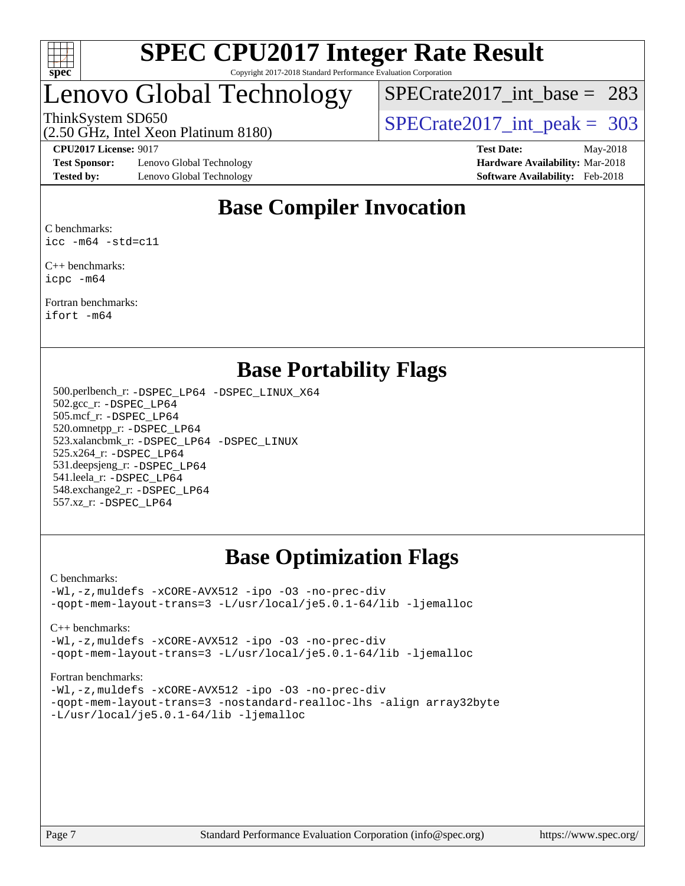# Lenovo Global Technology

ThinkSystem SD650
(2.50 GHz, Intel Xeon Platinum 8180)

SPECrate2017_int_base = 283

SPECrate2017_int_peak = 303

**CPU2017 License:** 9017
**Test Sponsor:** Lenovo Global Technology
**Tested by:** Lenovo Global Technology

**Test Date:** May-2018
**Hardware Availability:** Mar-2018
**Software Availability:** Feb-2018

## Base Compiler Invocation

C benchmarks:
`icc -m64 -std=c11`

C++ benchmarks:
`icpc -m64`

Fortran benchmarks:
`ifort -m64`

## Base Portability Flags

500.perlbench_r: `-DSPEC_LP64 -DSPEC_LINUX_X64`
502.gcc_r: `-DSPEC_LP64`
505.mcf_r: `-DSPEC_LP64`
520.omnetpp_r: `-DSPEC_LP64`
523.xalancbmk_r: `-DSPEC_LP64 -DSPEC_LINUX`
525.x264_r: `-DSPEC_LP64`
531.deepsjeng_r: `-DSPEC_LP64`
541.leela_r: `-DSPEC_LP64`
548.exchange2_r: `-DSPEC_LP64`
557.xz_r: `-DSPEC_LP64`

## Base Optimization Flags

C benchmarks:
```
-Wl,-z,muldefs -xCORE-AVX512 -ipo -O3 -no-prec-div
-qopt-mem-layout-trans=3 -L/usr/local/je5.0.1-64/lib -ljemalloc
```

C++ benchmarks:
```
-Wl,-z,muldefs -xCORE-AVX512 -ipo -O3 -no-prec-div
-qopt-mem-layout-trans=3 -L/usr/local/je5.0.1-64/lib -ljemalloc
```

Fortran benchmarks:
```
-Wl,-z,muldefs -xCORE-AVX512 -ipo -O3 -no-prec-div
-qopt-mem-layout-trans=3 -nostandard-realloc-lhs -align array32byte
-L/usr/local/je5.0.1-64/lib -ljemalloc
```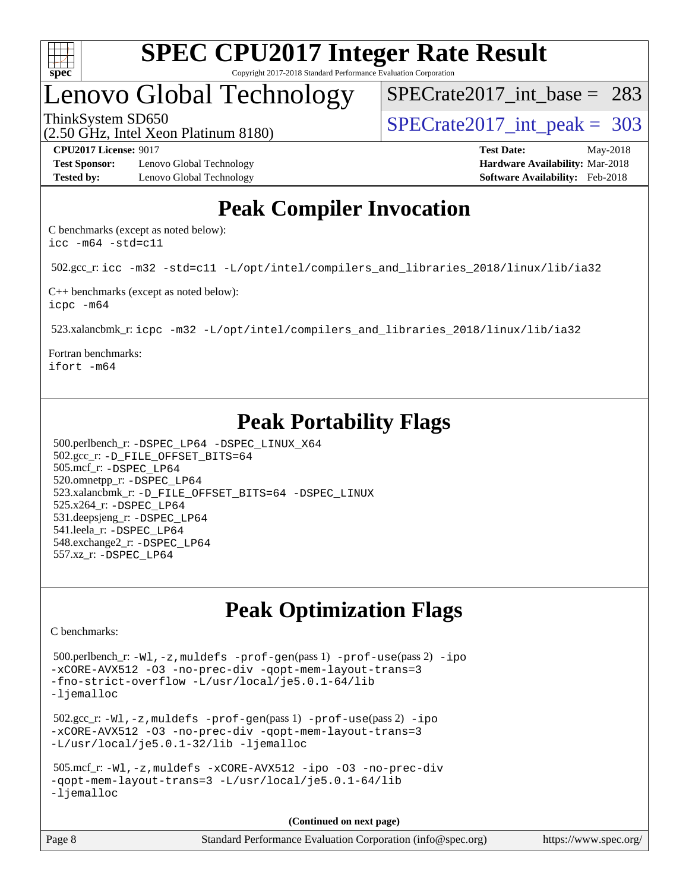# Peak Compiler Invocation

C benchmarks (except as noted below):
```
icc -m64 -std=c11
```

502.gcc_r: `icc -m32 -std=c11 -L/opt/intel/compilers_and_libraries_2018/linux/lib/ia32`

C++ benchmarks (except as noted below):
```
icpc -m64
```

523.xalancbmk_r: `icpc -m32 -L/opt/intel/compilers_and_libraries_2018/linux/lib/ia32`

Fortran benchmarks:
```
ifort -m64
```

# Peak Portability Flags

500.perlbench_r: `-DSPEC_LP64 -DSPEC_LINUX_X64`
502.gcc_r: `-D_FILE_OFFSET_BITS=64`
505.mcf_r: `-DSPEC_LP64`
520.omnetpp_r: `-DSPEC_LP64`
523.xalancbmk_r: `-D_FILE_OFFSET_BITS=64 -DSPEC_LINUX`
525.x264_r: `-DSPEC_LP64`
531.deepsjeng_r: `-DSPEC_LP64`
541.leela_r: `-DSPEC_LP64`
548.exchange2_r: `-DSPEC_LP64`
557.xz_r: `-DSPEC_LP64`

# Peak Optimization Flags

C benchmarks:

500.perlbench_r: `-Wl,-z,muldefs -prof-gen`(pass 1) `-prof-use`(pass 2) `-ipo -xCORE-AVX512 -O3 -no-prec-div -qopt-mem-layout-trans=3 -fno-strict-overflow -L/usr/local/je5.0.1-64/lib -ljemalloc`

502.gcc_r: `-Wl,-z,muldefs -prof-gen`(pass 1) `-prof-use`(pass 2) `-ipo -xCORE-AVX512 -O3 -no-prec-div -qopt-mem-layout-trans=3 -L/usr/local/je5.0.1-32/lib -ljemalloc`

505.mcf_r: `-Wl,-z,muldefs -xCORE-AVX512 -ipo -O3 -no-prec-div -qopt-mem-layout-trans=3 -L/usr/local/je5.0.1-64/lib -ljemalloc`

**(Continued on next page)**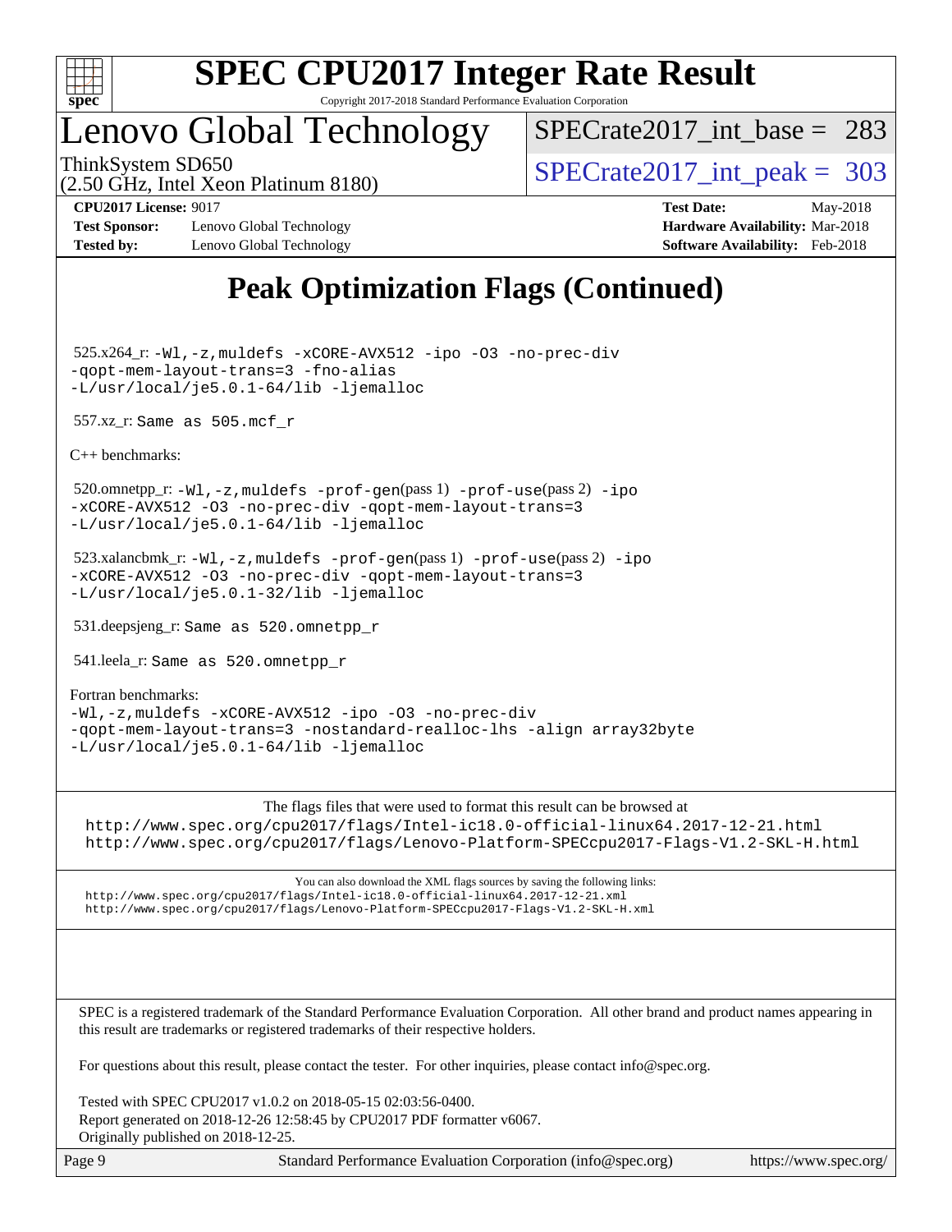# SPEC CPU2017 Integer Rate Result

Copyright 2017-2018 Standard Performance Evaluation Corporation

## Lenovo Global Technology

ThinkSystem SD650
(2.50 GHz, Intel Xeon Platinum 8180)

SPECrate2017_int_base = 283

SPECrate2017_int_peak = 303

**CPU2017 License:** 9017
**Test Sponsor:** Lenovo Global Technology
**Tested by:** Lenovo Global Technology

**Test Date:** May-2018
**Hardware Availability:** Mar-2018
**Software Availability:** Feb-2018

# Peak Optimization Flags (Continued)

525.x264_r: `-Wl,-z,muldefs -xCORE-AVX512 -ipo -O3 -no-prec-div -qopt-mem-layout-trans=3 -fno-alias -L/usr/local/je5.0.1-64/lib -ljemalloc`

557.xz_r: `Same as 505.mcf_r`

C++ benchmarks:

520.omnetpp_r: `-Wl,-z,muldefs -prof-gen`(pass 1) `-prof-use`(pass 2) `-ipo -xCORE-AVX512 -O3 -no-prec-div -qopt-mem-layout-trans=3 -L/usr/local/je5.0.1-64/lib -ljemalloc`

523.xalancbmk_r: `-Wl,-z,muldefs -prof-gen`(pass 1) `-prof-use`(pass 2) `-ipo -xCORE-AVX512 -O3 -no-prec-div -qopt-mem-layout-trans=3 -L/usr/local/je5.0.1-32/lib -ljemalloc`

531.deepsjeng_r: `Same as 520.omnetpp_r`

541.leela_r: `Same as 520.omnetpp_r`

Fortran benchmarks:
`-Wl,-z,muldefs -xCORE-AVX512 -ipo -O3 -no-prec-div -qopt-mem-layout-trans=3 -nostandard-realloc-lhs -align array32byte -L/usr/local/je5.0.1-64/lib -ljemalloc`

The flags files that were used to format this result can be browsed at
http://www.spec.org/cpu2017/flags/Intel-ic18.0-official-linux64.2017-12-21.html
http://www.spec.org/cpu2017/flags/Lenovo-Platform-SPECcpu2017-Flags-V1.2-SKL-H.html

You can also download the XML flags sources by saving the following links:
http://www.spec.org/cpu2017/flags/Intel-ic18.0-official-linux64.2017-12-21.xml
http://www.spec.org/cpu2017/flags/Lenovo-Platform-SPECcpu2017-Flags-V1.2-SKL-H.xml

SPEC is a registered trademark of the Standard Performance Evaluation Corporation. All other brand and product names appearing in this result are trademarks or registered trademarks of their respective holders.

For questions about this result, please contact the tester. For other inquiries, please contact info@spec.org.

Tested with SPEC CPU2017 v1.0.2 on 2018-05-15 02:03:56-0400.
Report generated on 2018-12-26 12:58:45 by CPU2017 PDF formatter v6067.
Originally published on 2018-12-25.